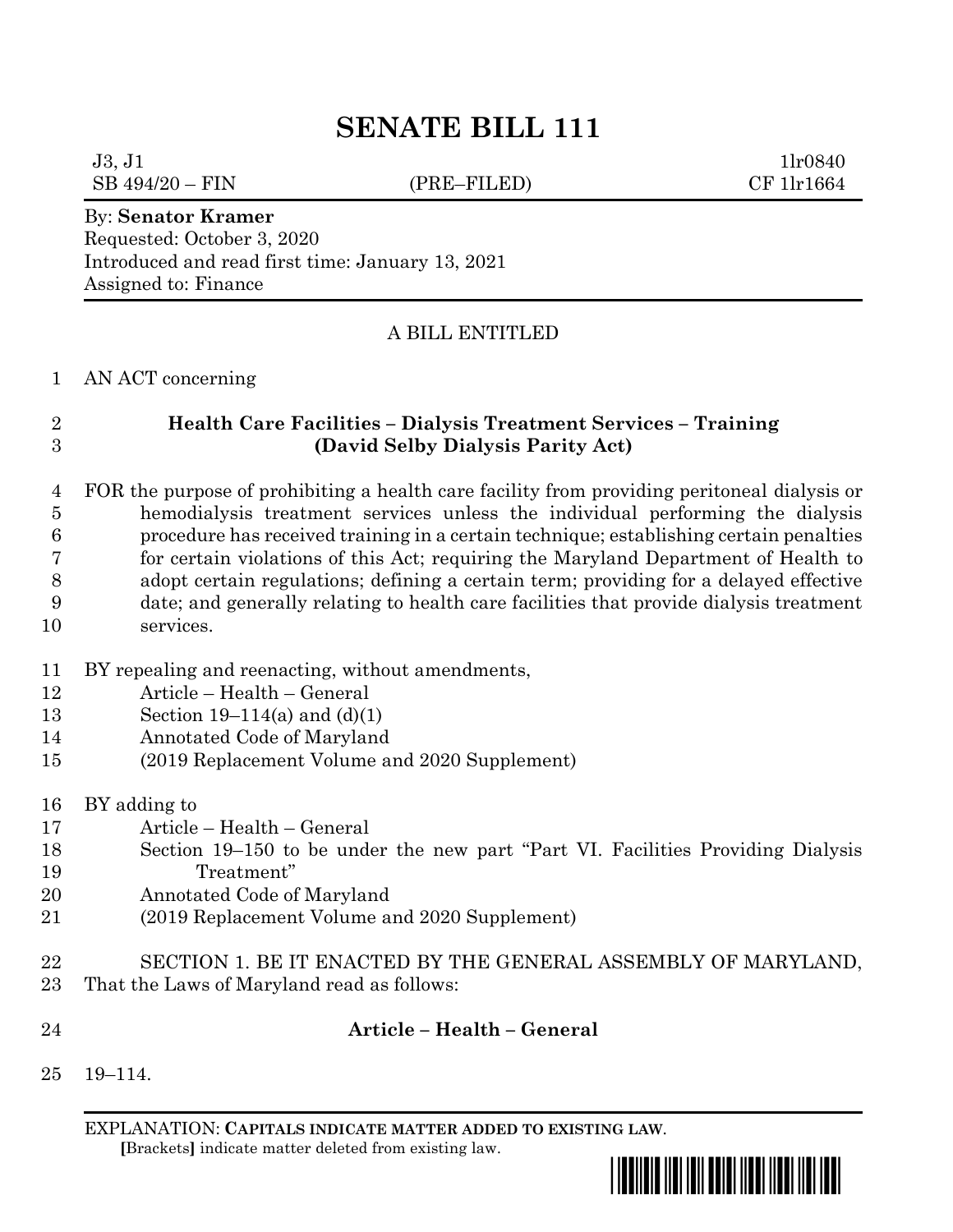# SENATE BILL 111

J3, J1 1lr0840
SB 494/20 – FIN (PRE–FILED) CF 1lr1664

By: **Senator Kramer**
Requested: October 3, 2020
Introduced and read first time: January 13, 2021
Assigned to: Finance

A BILL ENTITLED

1 AN ACT concerning

2 **Health Care Facilities – Dialysis Treatment Services – Training**
3 **(David Selby Dialysis Parity Act)**

4 FOR the purpose of prohibiting a health care facility from providing peritoneal dialysis or
5 hemodialysis treatment services unless the individual performing the dialysis
6 procedure has received training in a certain technique; establishing certain penalties
7 for certain violations of this Act; requiring the Maryland Department of Health to
8 adopt certain regulations; defining a certain term; providing for a delayed effective
9 date; and generally relating to health care facilities that provide dialysis treatment
10 services.

11 BY repealing and reenacting, without amendments,
12 Article – Health – General
13 Section 19–114(a) and (d)(1)
14 Annotated Code of Maryland
15 (2019 Replacement Volume and 2020 Supplement)

16 BY adding to
17 Article – Health – General
18 Section 19–150 to be under the new part "Part VI. Facilities Providing Dialysis
19 Treatment"
20 Annotated Code of Maryland
21 (2019 Replacement Volume and 2020 Supplement)

22 SECTION 1. BE IT ENACTED BY THE GENERAL ASSEMBLY OF MARYLAND,
23 That the Laws of Maryland read as follows:

24 **Article – Health – General**

25 19–114.

EXPLANATION: **CAPITALS INDICATE MATTER ADDED TO EXISTING LAW.**
**[**Brackets**]** indicate matter deleted from existing law.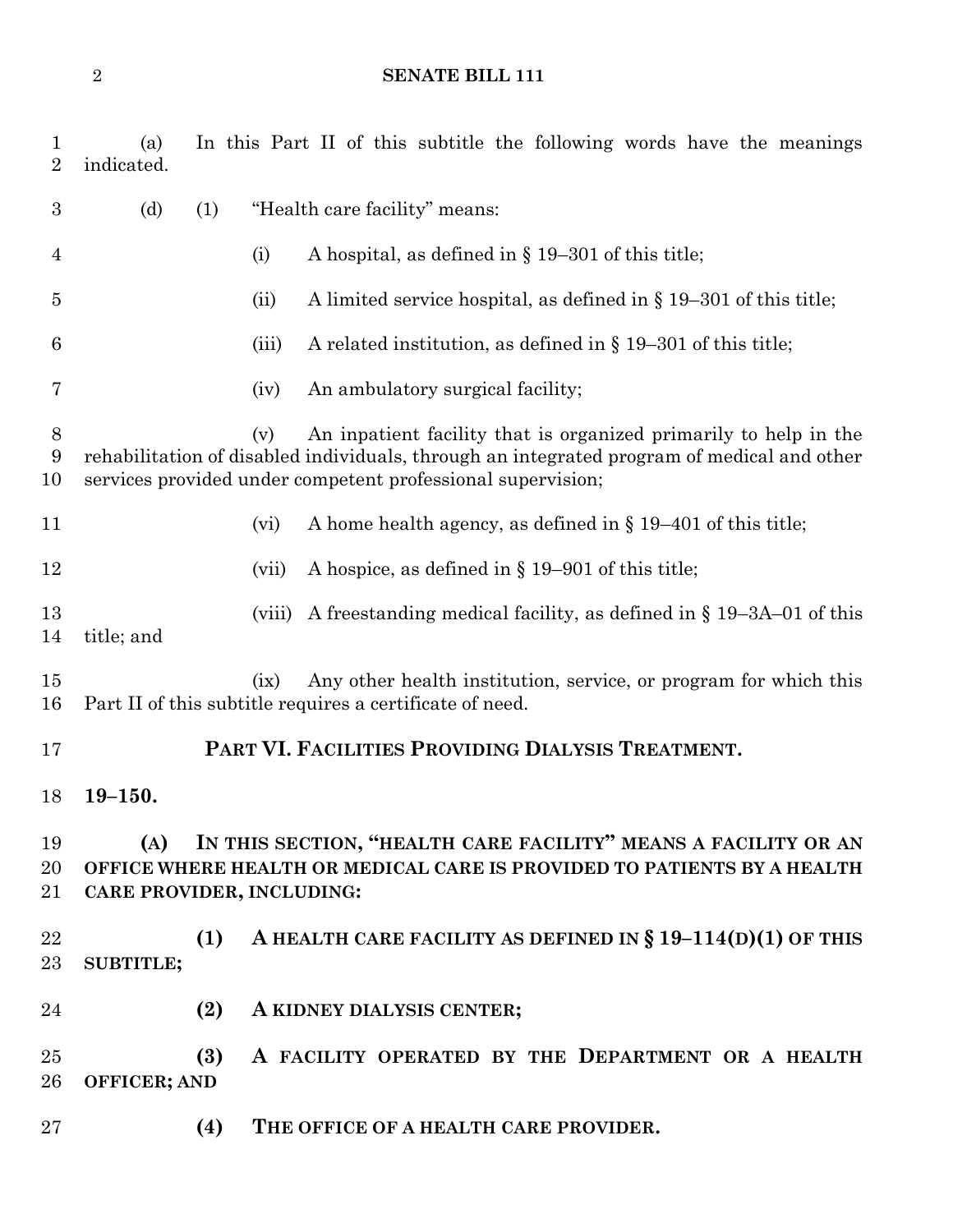(a) In this Part II of this subtitle the following words have the meanings indicated.

(d) (1) "Health care facility" means:

(i) A hospital, as defined in § 19–301 of this title;

(ii) A limited service hospital, as defined in § 19–301 of this title;

(iii) A related institution, as defined in § 19–301 of this title;

(iv) An ambulatory surgical facility;

(v) An inpatient facility that is organized primarily to help in the rehabilitation of disabled individuals, through an integrated program of medical and other services provided under competent professional supervision;

(vi) A home health agency, as defined in § 19–401 of this title;

(vii) A hospice, as defined in § 19–901 of this title;

(viii) A freestanding medical facility, as defined in § 19–3A–01 of this title; and

(ix) Any other health institution, service, or program for which this Part II of this subtitle requires a certificate of need.

## PART VI. FACILITIES PROVIDING DIALYSIS TREATMENT.

**19–150.**

**(A) IN THIS SECTION, "HEALTH CARE FACILITY" MEANS A FACILITY OR AN OFFICE WHERE HEALTH OR MEDICAL CARE IS PROVIDED TO PATIENTS BY A HEALTH CARE PROVIDER, INCLUDING:**

**(1) A HEALTH CARE FACILITY AS DEFINED IN § 19–114(D)(1) OF THIS SUBTITLE;**

**(2) A KIDNEY DIALYSIS CENTER;**

**(3) A FACILITY OPERATED BY THE DEPARTMENT OR A HEALTH OFFICER; AND**

**(4) THE OFFICE OF A HEALTH CARE PROVIDER.**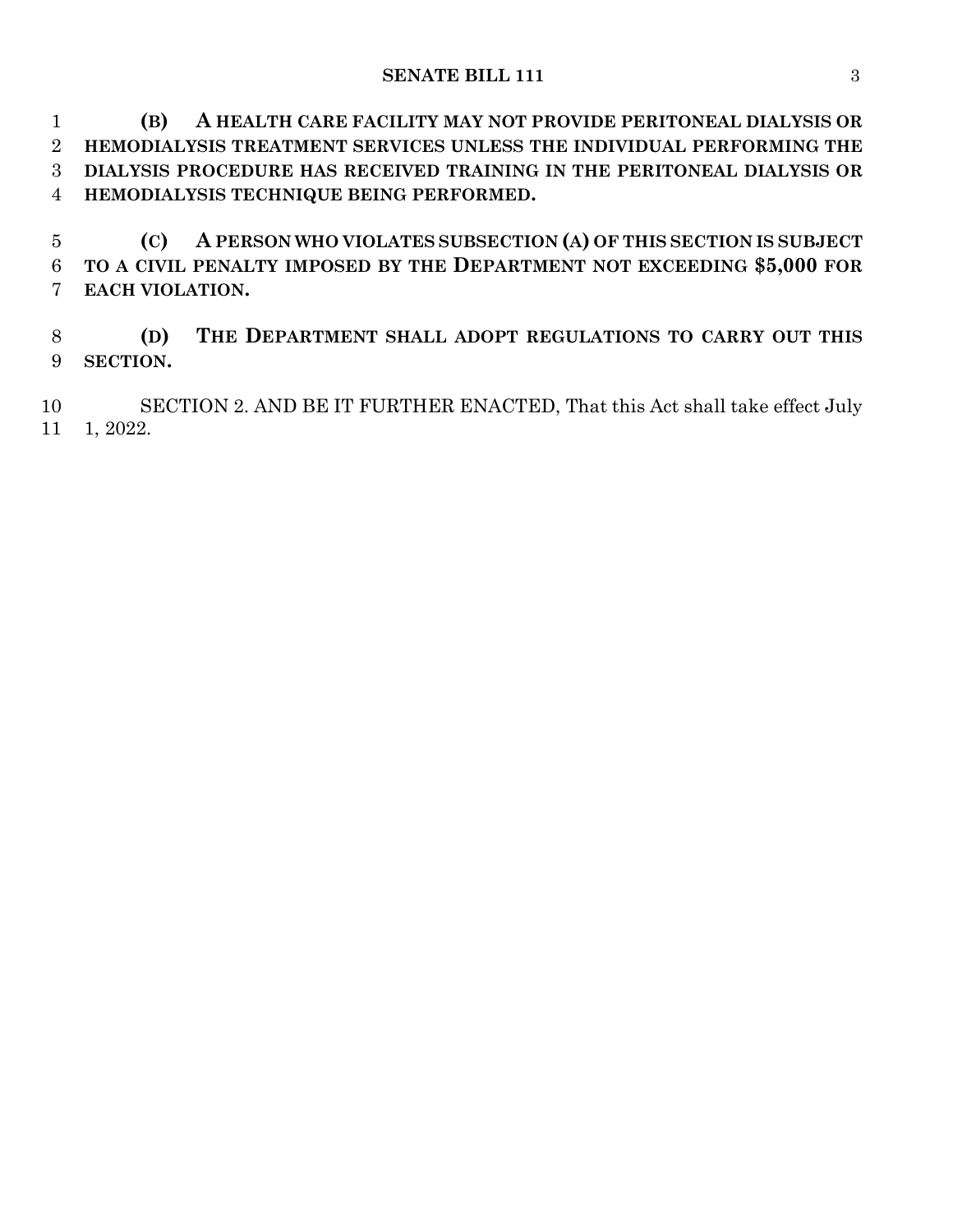**(B) A HEALTH CARE FACILITY MAY NOT PROVIDE PERITONEAL DIALYSIS OR HEMODIALYSIS TREATMENT SERVICES UNLESS THE INDIVIDUAL PERFORMING THE DIALYSIS PROCEDURE HAS RECEIVED TRAINING IN THE PERITONEAL DIALYSIS OR HEMODIALYSIS TECHNIQUE BEING PERFORMED.**

**(C) A PERSON WHO VIOLATES SUBSECTION (A) OF THIS SECTION IS SUBJECT TO A CIVIL PENALTY IMPOSED BY THE DEPARTMENT NOT EXCEEDING $5,000 FOR EACH VIOLATION.**

**(D) THE DEPARTMENT SHALL ADOPT REGULATIONS TO CARRY OUT THIS SECTION.**

SECTION 2. AND BE IT FURTHER ENACTED, That this Act shall take effect July 1, 2022.